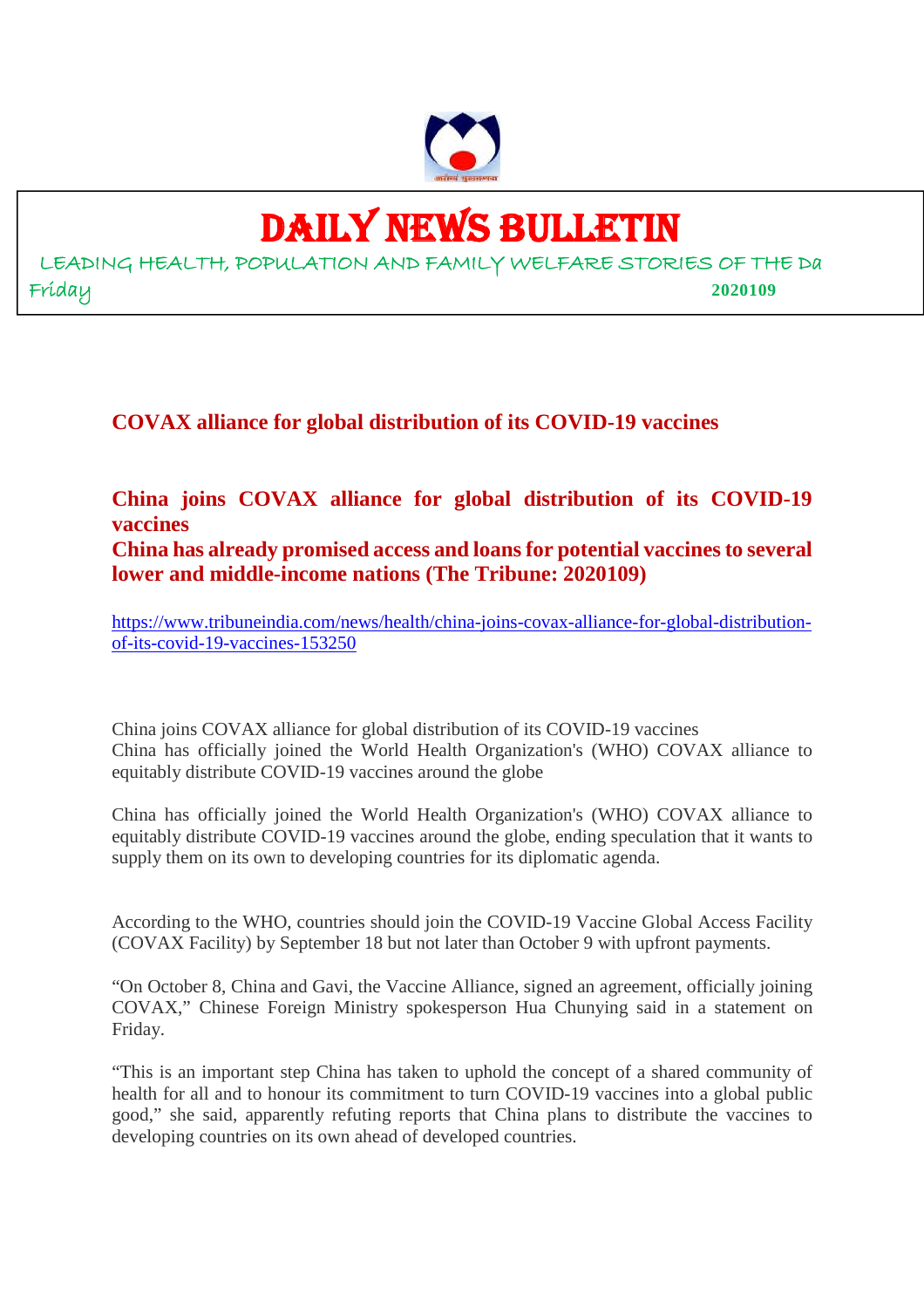# DAILY NEWS BULLETIN

LEADING HEALTH, POPULATION AND FAMILY WELFARE STORIES OF THE Da

Friday **2020109**

## COVAX alliance for global distribution of its COVID-19 vaccines

**China joins COVAX alliance for global distribution of its COVID-19 vaccines**

**China has already promised access and loans for potential vaccines to several lower and middle-income nations (The Tribune: 2020109)**

https://www.tribuneindia.com/news/health/china-joins-covax-alliance-for-global-distribution-of-its-covid-19-vaccines-153250

China joins COVAX alliance for global distribution of its COVID-19 vaccines
China has officially joined the World Health Organization's (WHO) COVAX alliance to equitably distribute COVID-19 vaccines around the globe

China has officially joined the World Health Organization's (WHO) COVAX alliance to equitably distribute COVID-19 vaccines around the globe, ending speculation that it wants to supply them on its own to developing countries for its diplomatic agenda.

According to the WHO, countries should join the COVID-19 Vaccine Global Access Facility (COVAX Facility) by September 18 but not later than October 9 with upfront payments.

"On October 8, China and Gavi, the Vaccine Alliance, signed an agreement, officially joining COVAX," Chinese Foreign Ministry spokesperson Hua Chunying said in a statement on Friday.

"This is an important step China has taken to uphold the concept of a shared community of health for all and to honour its commitment to turn COVID-19 vaccines into a global public good," she said, apparently refuting reports that China plans to distribute the vaccines to developing countries on its own ahead of developed countries.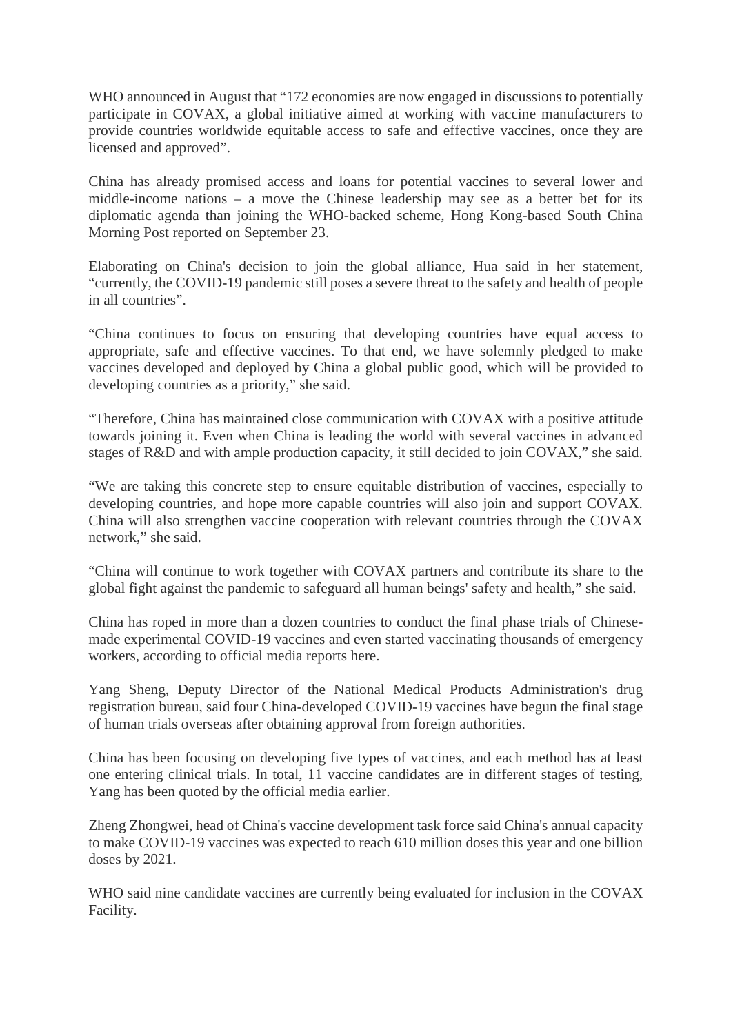WHO announced in August that "172 economies are now engaged in discussions to potentially participate in COVAX, a global initiative aimed at working with vaccine manufacturers to provide countries worldwide equitable access to safe and effective vaccines, once they are licensed and approved".

China has already promised access and loans for potential vaccines to several lower and middle-income nations – a move the Chinese leadership may see as a better bet for its diplomatic agenda than joining the WHO-backed scheme, Hong Kong-based South China Morning Post reported on September 23.

Elaborating on China's decision to join the global alliance, Hua said in her statement, "currently, the COVID-19 pandemic still poses a severe threat to the safety and health of people in all countries".

"China continues to focus on ensuring that developing countries have equal access to appropriate, safe and effective vaccines. To that end, we have solemnly pledged to make vaccines developed and deployed by China a global public good, which will be provided to developing countries as a priority," she said.

"Therefore, China has maintained close communication with COVAX with a positive attitude towards joining it. Even when China is leading the world with several vaccines in advanced stages of R&D and with ample production capacity, it still decided to join COVAX," she said.

"We are taking this concrete step to ensure equitable distribution of vaccines, especially to developing countries, and hope more capable countries will also join and support COVAX. China will also strengthen vaccine cooperation with relevant countries through the COVAX network," she said.

"China will continue to work together with COVAX partners and contribute its share to the global fight against the pandemic to safeguard all human beings' safety and health," she said.

China has roped in more than a dozen countries to conduct the final phase trials of Chinese-made experimental COVID-19 vaccines and even started vaccinating thousands of emergency workers, according to official media reports here.

Yang Sheng, Deputy Director of the National Medical Products Administration's drug registration bureau, said four China-developed COVID-19 vaccines have begun the final stage of human trials overseas after obtaining approval from foreign authorities.

China has been focusing on developing five types of vaccines, and each method has at least one entering clinical trials. In total, 11 vaccine candidates are in different stages of testing, Yang has been quoted by the official media earlier.

Zheng Zhongwei, head of China's vaccine development task force said China's annual capacity to make COVID-19 vaccines was expected to reach 610 million doses this year and one billion doses by 2021.

WHO said nine candidate vaccines are currently being evaluated for inclusion in the COVAX Facility.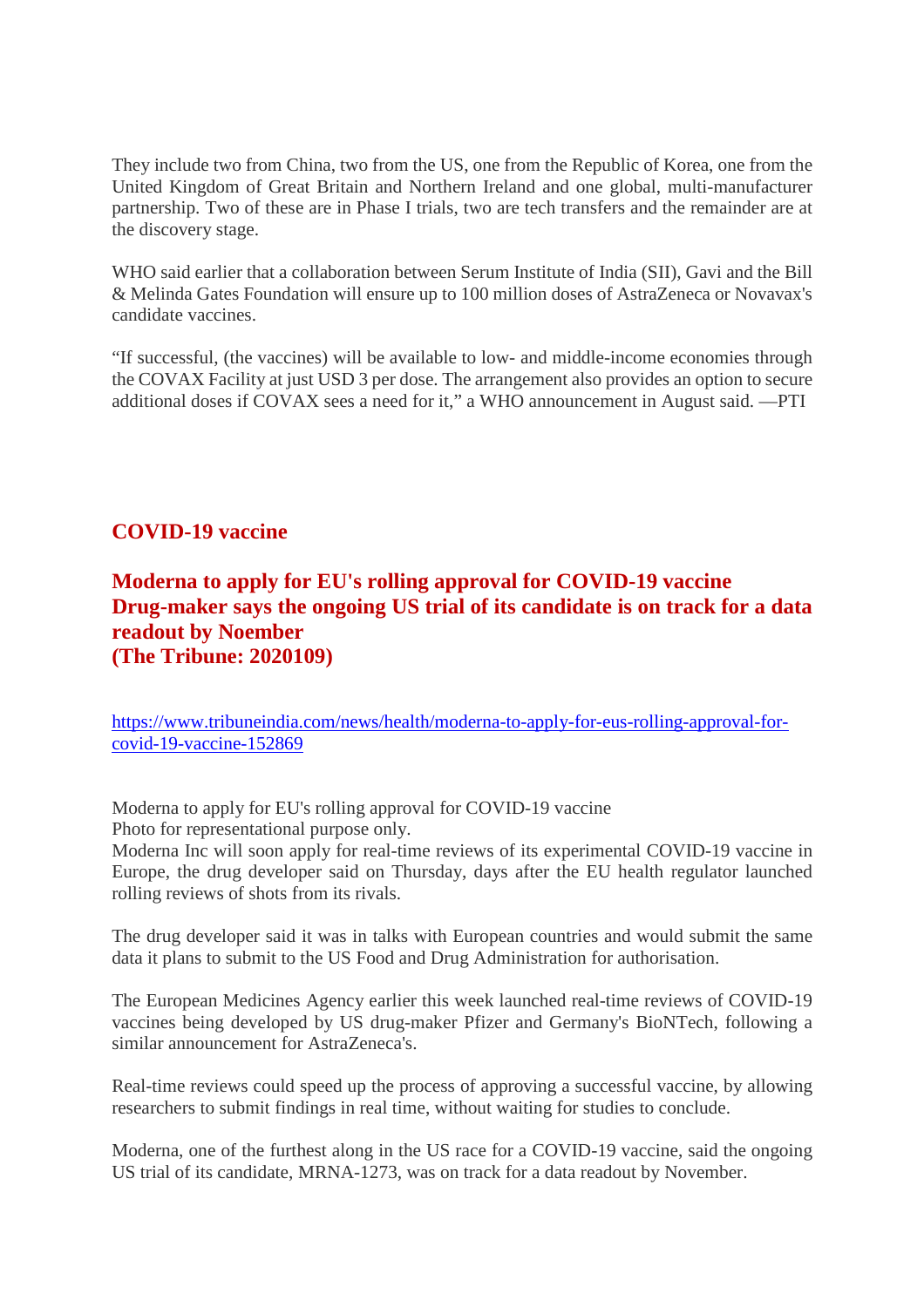They include two from China, two from the US, one from the Republic of Korea, one from the United Kingdom of Great Britain and Northern Ireland and one global, multi-manufacturer partnership. Two of these are in Phase I trials, two are tech transfers and the remainder are at the discovery stage.

WHO said earlier that a collaboration between Serum Institute of India (SII), Gavi and the Bill & Melinda Gates Foundation will ensure up to 100 million doses of AstraZeneca or Novavax's candidate vaccines.

"If successful, (the vaccines) will be available to low- and middle-income economies through the COVAX Facility at just USD 3 per dose. The arrangement also provides an option to secure additional doses if COVAX sees a need for it," a WHO announcement in August said. —PTI

## COVID-19 vaccine

## Moderna to apply for EU's rolling approval for COVID-19 vaccine
## Drug-maker says the ongoing US trial of its candidate is on track for a data readout by Noember
## (The Tribune: 2020109)

https://www.tribuneindia.com/news/health/moderna-to-apply-for-eus-rolling-approval-for-covid-19-vaccine-152869

Moderna to apply for EU's rolling approval for COVID-19 vaccine
Photo for representational purpose only.
Moderna Inc will soon apply for real-time reviews of its experimental COVID-19 vaccine in Europe, the drug developer said on Thursday, days after the EU health regulator launched rolling reviews of shots from its rivals.

The drug developer said it was in talks with European countries and would submit the same data it plans to submit to the US Food and Drug Administration for authorisation.

The European Medicines Agency earlier this week launched real-time reviews of COVID-19 vaccines being developed by US drug-maker Pfizer and Germany's BioNTech, following a similar announcement for AstraZeneca's.

Real-time reviews could speed up the process of approving a successful vaccine, by allowing researchers to submit findings in real time, without waiting for studies to conclude.

Moderna, one of the furthest along in the US race for a COVID-19 vaccine, said the ongoing US trial of its candidate, MRNA-1273, was on track for a data readout by November.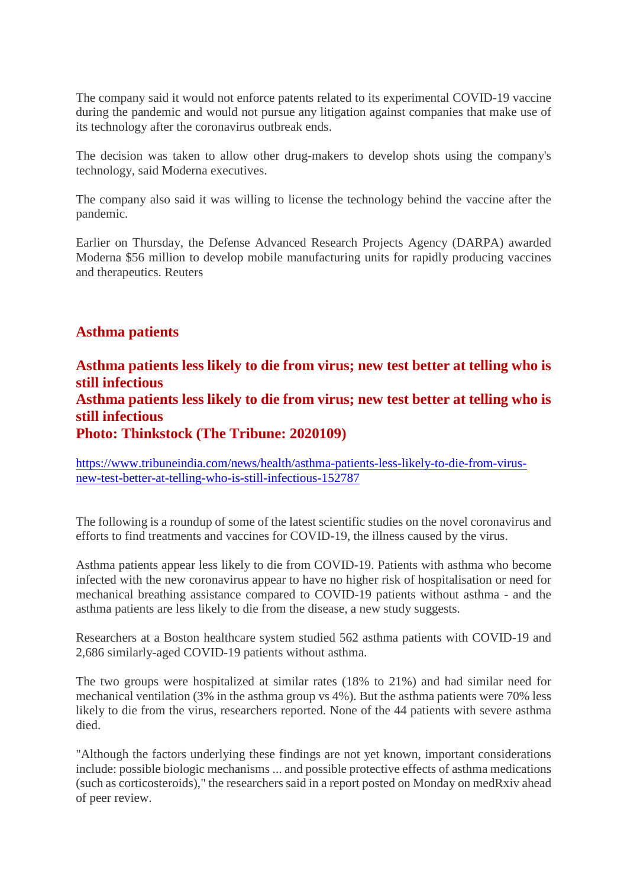The company said it would not enforce patents related to its experimental COVID-19 vaccine during the pandemic and would not pursue any litigation against companies that make use of its technology after the coronavirus outbreak ends.

The decision was taken to allow other drug-makers to develop shots using the company's technology, said Moderna executives.

The company also said it was willing to license the technology behind the vaccine after the pandemic.

Earlier on Thursday, the Defense Advanced Research Projects Agency (DARPA) awarded Moderna $56 million to develop mobile manufacturing units for rapidly producing vaccines and therapeutics. Reuters

## Asthma patients

**Asthma patients less likely to die from virus; new test better at telling who is still infectious**
**Asthma patients less likely to die from virus; new test better at telling who is still infectious**
**Photo: Thinkstock (The Tribune: 2020109)**

https://www.tribuneindia.com/news/health/asthma-patients-less-likely-to-die-from-virus-new-test-better-at-telling-who-is-still-infectious-152787

The following is a roundup of some of the latest scientific studies on the novel coronavirus and efforts to find treatments and vaccines for COVID-19, the illness caused by the virus.

Asthma patients appear less likely to die from COVID-19. Patients with asthma who become infected with the new coronavirus appear to have no higher risk of hospitalisation or need for mechanical breathing assistance compared to COVID-19 patients without asthma - and the asthma patients are less likely to die from the disease, a new study suggests.

Researchers at a Boston healthcare system studied 562 asthma patients with COVID-19 and 2,686 similarly-aged COVID-19 patients without asthma.

The two groups were hospitalized at similar rates (18% to 21%) and had similar need for mechanical ventilation (3% in the asthma group vs 4%). But the asthma patients were 70% less likely to die from the virus, researchers reported. None of the 44 patients with severe asthma died.

"Although the factors underlying these findings are not yet known, important considerations include: possible biologic mechanisms ... and possible protective effects of asthma medications (such as corticosteroids)," the researchers said in a report posted on Monday on medRxiv ahead of peer review.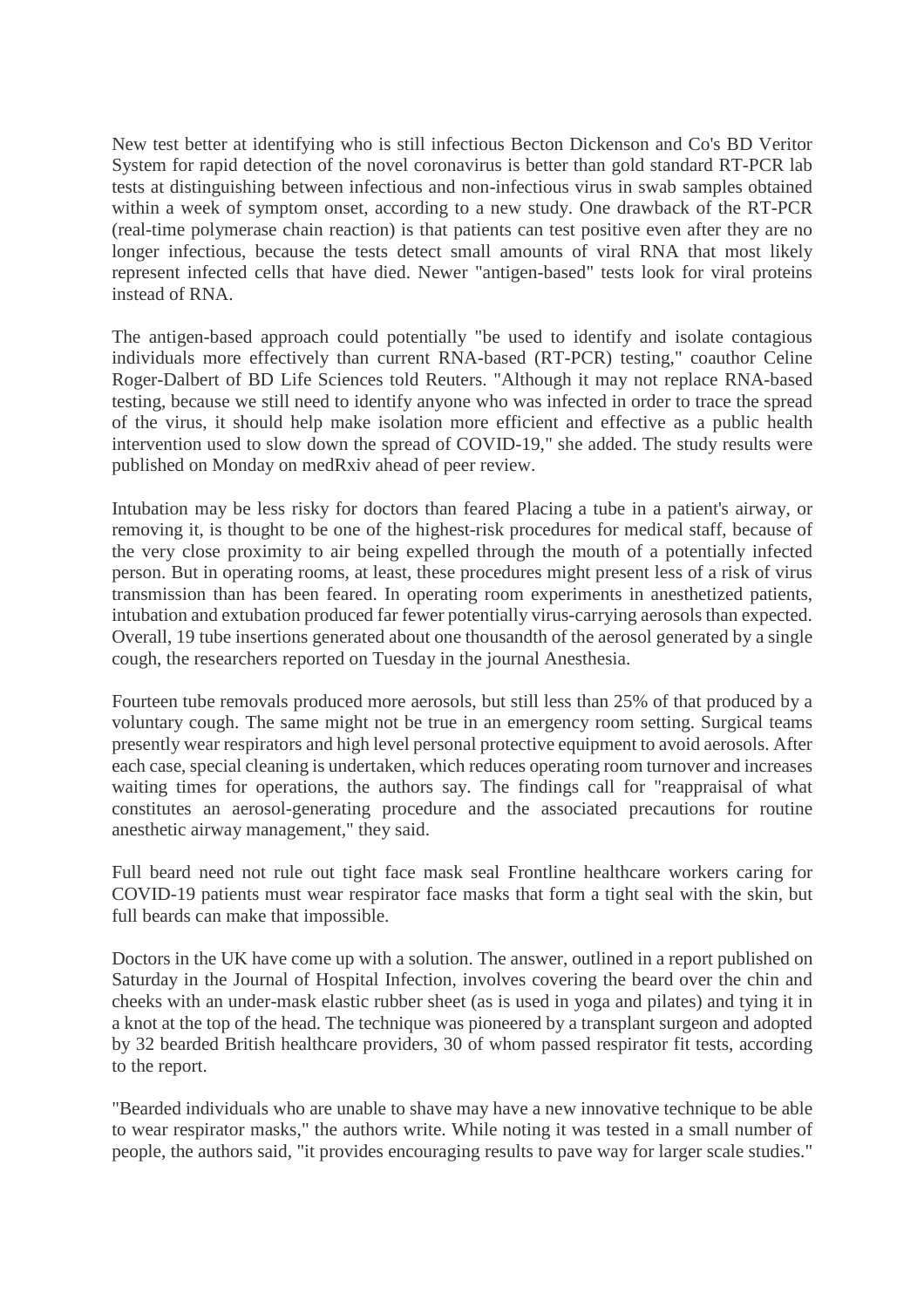New test better at identifying who is still infectious Becton Dickenson and Co's BD Veritor System for rapid detection of the novel coronavirus is better than gold standard RT-PCR lab tests at distinguishing between infectious and non-infectious virus in swab samples obtained within a week of symptom onset, according to a new study. One drawback of the RT-PCR (real-time polymerase chain reaction) is that patients can test positive even after they are no longer infectious, because the tests detect small amounts of viral RNA that most likely represent infected cells that have died. Newer "antigen-based" tests look for viral proteins instead of RNA.

The antigen-based approach could potentially "be used to identify and isolate contagious individuals more effectively than current RNA-based (RT-PCR) testing," coauthor Celine Roger-Dalbert of BD Life Sciences told Reuters. "Although it may not replace RNA-based testing, because we still need to identify anyone who was infected in order to trace the spread of the virus, it should help make isolation more efficient and effective as a public health intervention used to slow down the spread of COVID-19," she added. The study results were published on Monday on medRxiv ahead of peer review.

Intubation may be less risky for doctors than feared Placing a tube in a patient's airway, or removing it, is thought to be one of the highest-risk procedures for medical staff, because of the very close proximity to air being expelled through the mouth of a potentially infected person. But in operating rooms, at least, these procedures might present less of a risk of virus transmission than has been feared. In operating room experiments in anesthetized patients, intubation and extubation produced far fewer potentially virus-carrying aerosols than expected. Overall, 19 tube insertions generated about one thousandth of the aerosol generated by a single cough, the researchers reported on Tuesday in the journal Anesthesia.

Fourteen tube removals produced more aerosols, but still less than 25% of that produced by a voluntary cough. The same might not be true in an emergency room setting. Surgical teams presently wear respirators and high level personal protective equipment to avoid aerosols. After each case, special cleaning is undertaken, which reduces operating room turnover and increases waiting times for operations, the authors say. The findings call for "reappraisal of what constitutes an aerosol-generating procedure and the associated precautions for routine anesthetic airway management," they said.

Full beard need not rule out tight face mask seal Frontline healthcare workers caring for COVID-19 patients must wear respirator face masks that form a tight seal with the skin, but full beards can make that impossible.

Doctors in the UK have come up with a solution. The answer, outlined in a report published on Saturday in the Journal of Hospital Infection, involves covering the beard over the chin and cheeks with an under-mask elastic rubber sheet (as is used in yoga and pilates) and tying it in a knot at the top of the head. The technique was pioneered by a transplant surgeon and adopted by 32 bearded British healthcare providers, 30 of whom passed respirator fit tests, according to the report.

"Bearded individuals who are unable to shave may have a new innovative technique to be able to wear respirator masks," the authors write. While noting it was tested in a small number of people, the authors said, "it provides encouraging results to pave way for larger scale studies."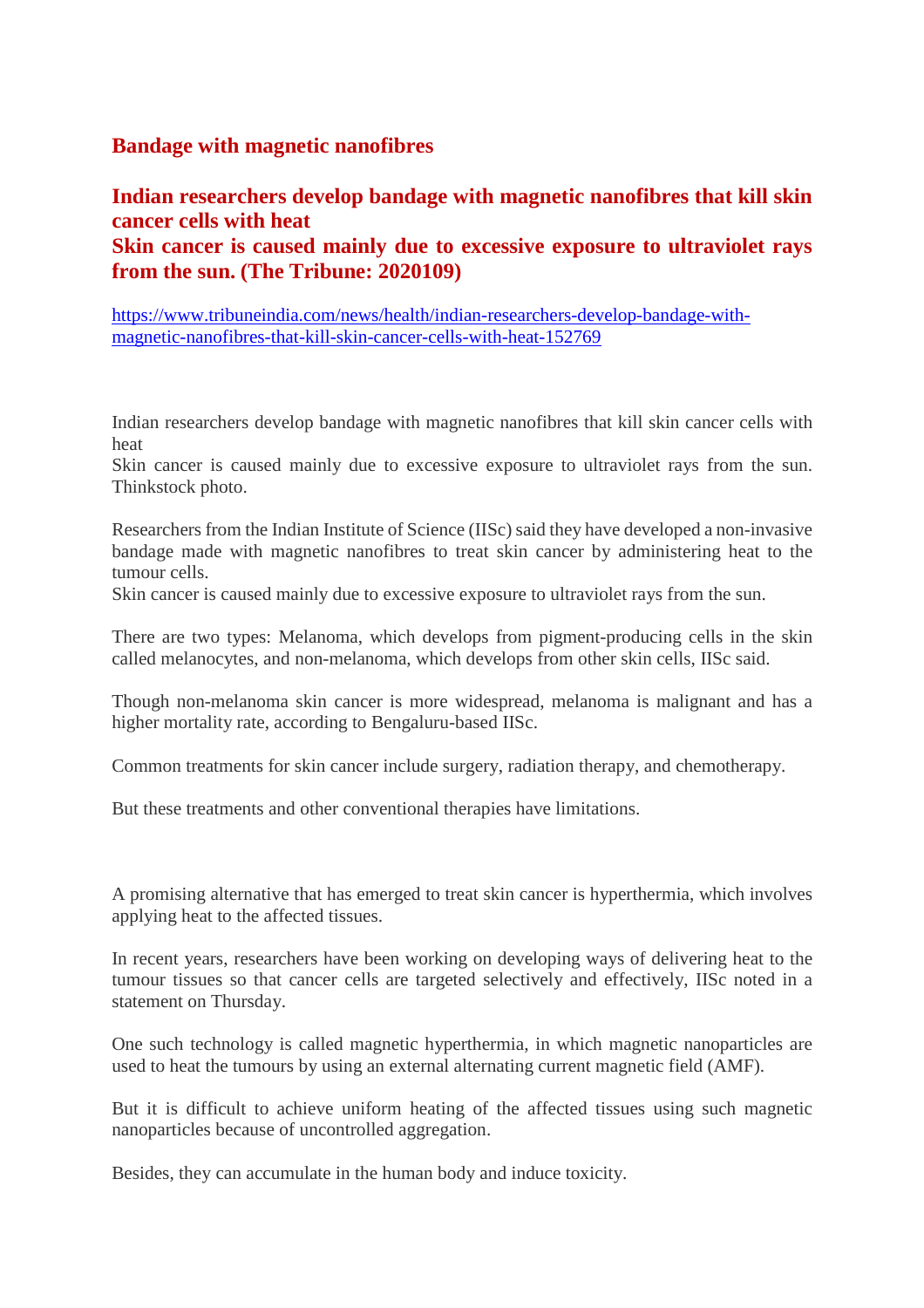## Bandage with magnetic nanofibres

### Indian researchers develop bandage with magnetic nanofibres that kill skin cancer cells with heat
### Skin cancer is caused mainly due to excessive exposure to ultraviolet rays from the sun. (The Tribune: 2020109)

https://www.tribuneindia.com/news/health/indian-researchers-develop-bandage-with-magnetic-nanofibres-that-kill-skin-cancer-cells-with-heat-152769

Indian researchers develop bandage with magnetic nanofibres that kill skin cancer cells with heat
Skin cancer is caused mainly due to excessive exposure to ultraviolet rays from the sun. Thinkstock photo.

Researchers from the Indian Institute of Science (IISc) said they have developed a non-invasive bandage made with magnetic nanofibres to treat skin cancer by administering heat to the tumour cells.
Skin cancer is caused mainly due to excessive exposure to ultraviolet rays from the sun.

There are two types: Melanoma, which develops from pigment-producing cells in the skin called melanocytes, and non-melanoma, which develops from other skin cells, IISc said.

Though non-melanoma skin cancer is more widespread, melanoma is malignant and has a higher mortality rate, according to Bengaluru-based IISc.

Common treatments for skin cancer include surgery, radiation therapy, and chemotherapy.

But these treatments and other conventional therapies have limitations.

A promising alternative that has emerged to treat skin cancer is hyperthermia, which involves applying heat to the affected tissues.

In recent years, researchers have been working on developing ways of delivering heat to the tumour tissues so that cancer cells are targeted selectively and effectively, IISc noted in a statement on Thursday.

One such technology is called magnetic hyperthermia, in which magnetic nanoparticles are used to heat the tumours by using an external alternating current magnetic field (AMF).

But it is difficult to achieve uniform heating of the affected tissues using such magnetic nanoparticles because of uncontrolled aggregation.

Besides, they can accumulate in the human body and induce toxicity.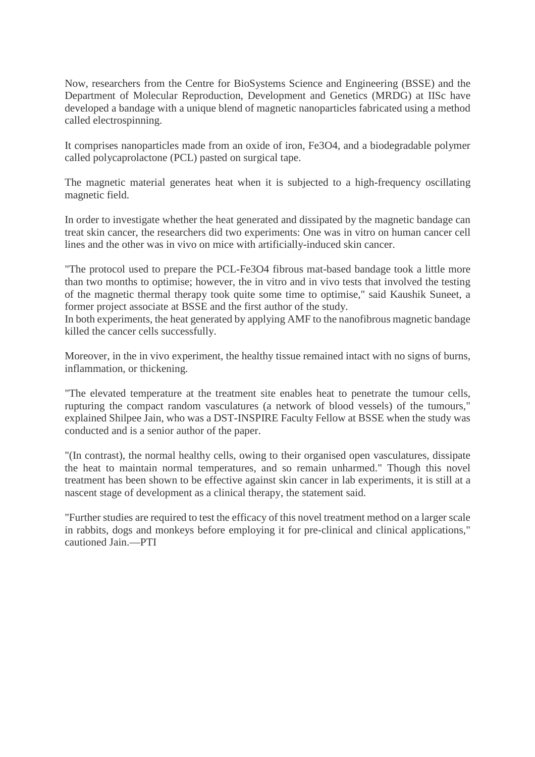Now, researchers from the Centre for BioSystems Science and Engineering (BSSE) and the Department of Molecular Reproduction, Development and Genetics (MRDG) at IISc have developed a bandage with a unique blend of magnetic nanoparticles fabricated using a method called electrospinning.

It comprises nanoparticles made from an oxide of iron, $Fe_3O_4$, and a biodegradable polymer called polycaprolactone (PCL) pasted on surgical tape.

The magnetic material generates heat when it is subjected to a high-frequency oscillating magnetic field.

In order to investigate whether the heat generated and dissipated by the magnetic bandage can treat skin cancer, the researchers did two experiments: One was in vitro on human cancer cell lines and the other was in vivo on mice with artificially-induced skin cancer.

"The protocol used to prepare the PCL-$Fe_3O_4$ fibrous mat-based bandage took a little more than two months to optimise; however, the in vitro and in vivo tests that involved the testing of the magnetic thermal therapy took quite some time to optimise," said Kaushik Suneet, a former project associate at BSSE and the first author of the study.
In both experiments, the heat generated by applying AMF to the nanofibrous magnetic bandage killed the cancer cells successfully.

Moreover, in the in vivo experiment, the healthy tissue remained intact with no signs of burns, inflammation, or thickening.

"The elevated temperature at the treatment site enables heat to penetrate the tumour cells, rupturing the compact random vasculatures (a network of blood vessels) of the tumours," explained Shilpee Jain, who was a DST-INSPIRE Faculty Fellow at BSSE when the study was conducted and is a senior author of the paper.

"(In contrast), the normal healthy cells, owing to their organised open vasculatures, dissipate the heat to maintain normal temperatures, and so remain unharmed." Though this novel treatment has been shown to be effective against skin cancer in lab experiments, it is still at a nascent stage of development as a clinical therapy, the statement said.

"Further studies are required to test the efficacy of this novel treatment method on a larger scale in rabbits, dogs and monkeys before employing it for pre-clinical and clinical applications," cautioned Jain.—PTI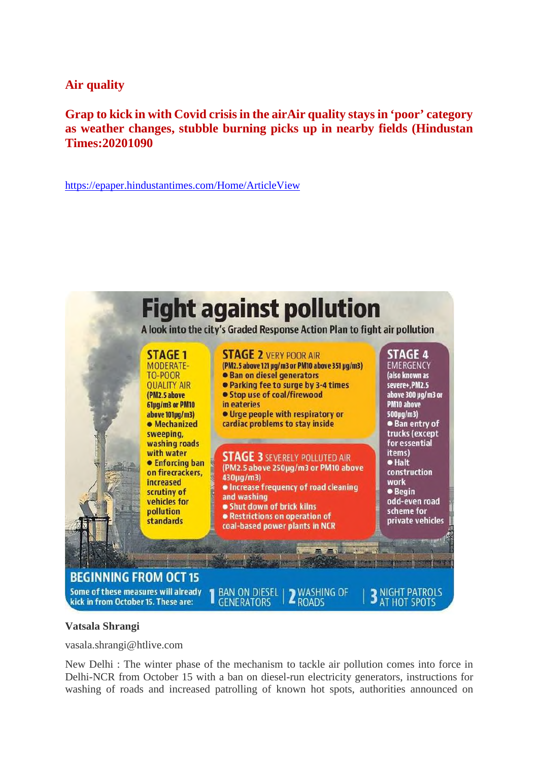**Air quality**

**Grap to kick in with Covid crisis in the airAir quality stays in 'poor' category as weather changes, stubble burning picks up in nearby fields (Hindustan Times:20201090**

https://epaper.hindustantimes.com/Home/ArticleView

# Fight against pollution

A look into the city's Graded Response Action Plan to fight air pollution

**STAGE 1** MODERATE-TO-POOR QUALITY AIR (PM2.5 above 61µg/m3 or PM10 above 101µg/m3)

- Mechanized sweeping, washing roads with water
- Enforcing ban on firecrackers, increased scrutiny of vehicles for pollution standards

**STAGE 2** VERY POOR AIR (PM2.5 above 121 µg/m3 or PM10 above 351 µg/m3)

- Ban on diesel generators
- Parking fee to surge by 3-4 times
- Stop use of coal/firewood in eateries
- Urge people with respiratory or cardiac problems to stay inside

**STAGE 3** SEVERELY POLLUTED AIR (PM2.5 above 250µg/m3 or PM10 above 430µg/m3)

- Increase frequency of road cleaning and washing
- Shut down of brick kilns
- Restrictions on operation of coal-based power plants in NCR

**STAGE 4** EMERGENCY (also known as severe+, PM2.5 above 300 µg/m3 or PM10 above 500µg/m3)

- Ban entry of trucks (except for essential items)
- Halt construction work
- Begin odd-even road scheme for private vehicles

**BEGINNING FROM OCT 15**

Some of these measures will already kick in from October 15. These are: 1 BAN ON DIESEL GENERATORS | 2 WASHING OF ROADS | 3 NIGHT PATROLS AT HOT SPOTS

**Vatsala Shrangi**

vasala.shrangi@htlive.com

New Delhi : The winter phase of the mechanism to tackle air pollution comes into force in Delhi-NCR from October 15 with a ban on diesel-run electricity generators, instructions for washing of roads and increased patrolling of known hot spots, authorities announced on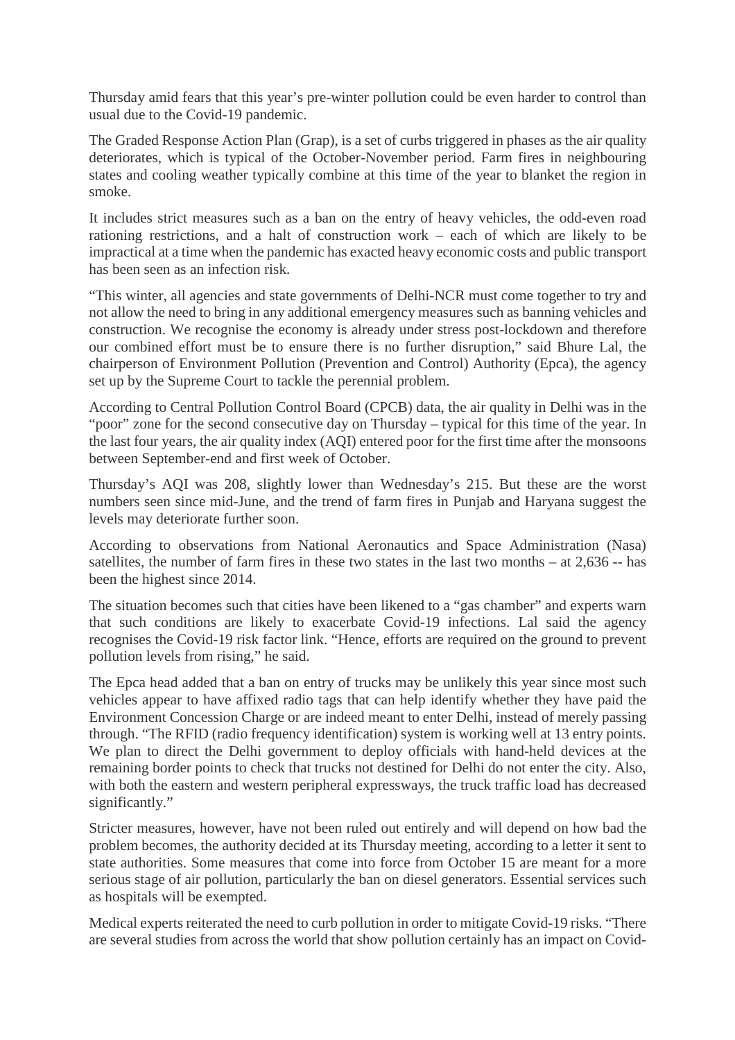Thursday amid fears that this year's pre-winter pollution could be even harder to control than usual due to the Covid-19 pandemic.

The Graded Response Action Plan (Grap), is a set of curbs triggered in phases as the air quality deteriorates, which is typical of the October-November period. Farm fires in neighbouring states and cooling weather typically combine at this time of the year to blanket the region in smoke.

It includes strict measures such as a ban on the entry of heavy vehicles, the odd-even road rationing restrictions, and a halt of construction work – each of which are likely to be impractical at a time when the pandemic has exacted heavy economic costs and public transport has been seen as an infection risk.

"This winter, all agencies and state governments of Delhi-NCR must come together to try and not allow the need to bring in any additional emergency measures such as banning vehicles and construction. We recognise the economy is already under stress post-lockdown and therefore our combined effort must be to ensure there is no further disruption," said Bhure Lal, the chairperson of Environment Pollution (Prevention and Control) Authority (Epca), the agency set up by the Supreme Court to tackle the perennial problem.

According to Central Pollution Control Board (CPCB) data, the air quality in Delhi was in the "poor" zone for the second consecutive day on Thursday – typical for this time of the year. In the last four years, the air quality index (AQI) entered poor for the first time after the monsoons between September-end and first week of October.

Thursday's AQI was 208, slightly lower than Wednesday's 215. But these are the worst numbers seen since mid-June, and the trend of farm fires in Punjab and Haryana suggest the levels may deteriorate further soon.

According to observations from National Aeronautics and Space Administration (Nasa) satellites, the number of farm fires in these two states in the last two months – at 2,636 -- has been the highest since 2014.

The situation becomes such that cities have been likened to a "gas chamber" and experts warn that such conditions are likely to exacerbate Covid-19 infections. Lal said the agency recognises the Covid-19 risk factor link. "Hence, efforts are required on the ground to prevent pollution levels from rising," he said.

The Epca head added that a ban on entry of trucks may be unlikely this year since most such vehicles appear to have affixed radio tags that can help identify whether they have paid the Environment Concession Charge or are indeed meant to enter Delhi, instead of merely passing through. "The RFID (radio frequency identification) system is working well at 13 entry points. We plan to direct the Delhi government to deploy officials with hand-held devices at the remaining border points to check that trucks not destined for Delhi do not enter the city. Also, with both the eastern and western peripheral expressways, the truck traffic load has decreased significantly."

Stricter measures, however, have not been ruled out entirely and will depend on how bad the problem becomes, the authority decided at its Thursday meeting, according to a letter it sent to state authorities. Some measures that come into force from October 15 are meant for a more serious stage of air pollution, particularly the ban on diesel generators. Essential services such as hospitals will be exempted.

Medical experts reiterated the need to curb pollution in order to mitigate Covid-19 risks. "There are several studies from across the world that show pollution certainly has an impact on Covid-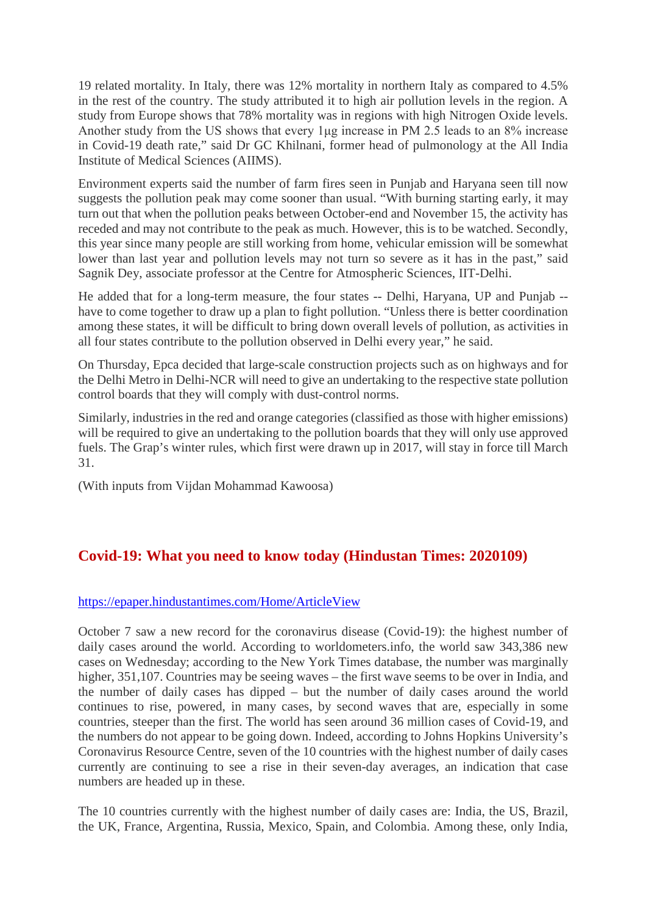19 related mortality. In Italy, there was 12% mortality in northern Italy as compared to 4.5% in the rest of the country. The study attributed it to high air pollution levels in the region. A study from Europe shows that 78% mortality was in regions with high Nitrogen Oxide levels. Another study from the US shows that every 1μg increase in PM 2.5 leads to an 8% increase in Covid-19 death rate," said Dr GC Khilnani, former head of pulmonology at the All India Institute of Medical Sciences (AIIMS).

Environment experts said the number of farm fires seen in Punjab and Haryana seen till now suggests the pollution peak may come sooner than usual. "With burning starting early, it may turn out that when the pollution peaks between October-end and November 15, the activity has receded and may not contribute to the peak as much. However, this is to be watched. Secondly, this year since many people are still working from home, vehicular emission will be somewhat lower than last year and pollution levels may not turn so severe as it has in the past," said Sagnik Dey, associate professor at the Centre for Atmospheric Sciences, IIT-Delhi.

He added that for a long-term measure, the four states -- Delhi, Haryana, UP and Punjab -- have to come together to draw up a plan to fight pollution. "Unless there is better coordination among these states, it will be difficult to bring down overall levels of pollution, as activities in all four states contribute to the pollution observed in Delhi every year," he said.

On Thursday, Epca decided that large-scale construction projects such as on highways and for the Delhi Metro in Delhi-NCR will need to give an undertaking to the respective state pollution control boards that they will comply with dust-control norms.

Similarly, industries in the red and orange categories (classified as those with higher emissions) will be required to give an undertaking to the pollution boards that they will only use approved fuels. The Grap's winter rules, which first were drawn up in 2017, will stay in force till March 31.

(With inputs from Vijdan Mohammad Kawoosa)

## Covid-19: What you need to know today (Hindustan Times: 2020109)

https://epaper.hindustantimes.com/Home/ArticleView

October 7 saw a new record for the coronavirus disease (Covid-19): the highest number of daily cases around the world. According to worldometers.info, the world saw 343,386 new cases on Wednesday; according to the New York Times database, the number was marginally higher, 351,107. Countries may be seeing waves – the first wave seems to be over in India, and the number of daily cases has dipped – but the number of daily cases around the world continues to rise, powered, in many cases, by second waves that are, especially in some countries, steeper than the first. The world has seen around 36 million cases of Covid-19, and the numbers do not appear to be going down. Indeed, according to Johns Hopkins University's Coronavirus Resource Centre, seven of the 10 countries with the highest number of daily cases currently are continuing to see a rise in their seven-day averages, an indication that case numbers are headed up in these.

The 10 countries currently with the highest number of daily cases are: India, the US, Brazil, the UK, France, Argentina, Russia, Mexico, Spain, and Colombia. Among these, only India,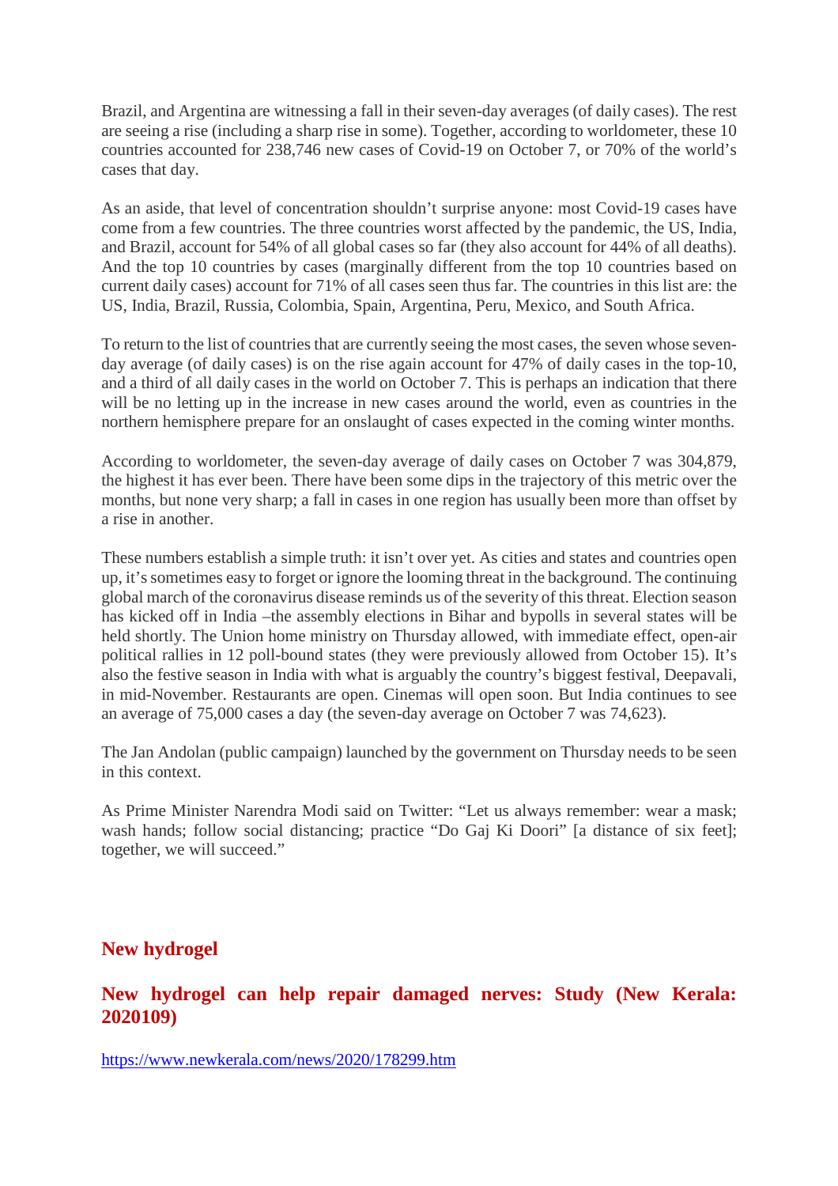Brazil, and Argentina are witnessing a fall in their seven-day averages (of daily cases). The rest are seeing a rise (including a sharp rise in some). Together, according to worldometer, these 10 countries accounted for 238,746 new cases of Covid-19 on October 7, or 70% of the world's cases that day.

As an aside, that level of concentration shouldn't surprise anyone: most Covid-19 cases have come from a few countries. The three countries worst affected by the pandemic, the US, India, and Brazil, account for 54% of all global cases so far (they also account for 44% of all deaths). And the top 10 countries by cases (marginally different from the top 10 countries based on current daily cases) account for 71% of all cases seen thus far. The countries in this list are: the US, India, Brazil, Russia, Colombia, Spain, Argentina, Peru, Mexico, and South Africa.

To return to the list of countries that are currently seeing the most cases, the seven whose seven-day average (of daily cases) is on the rise again account for 47% of daily cases in the top-10, and a third of all daily cases in the world on October 7. This is perhaps an indication that there will be no letting up in the increase in new cases around the world, even as countries in the northern hemisphere prepare for an onslaught of cases expected in the coming winter months.

According to worldometer, the seven-day average of daily cases on October 7 was 304,879, the highest it has ever been. There have been some dips in the trajectory of this metric over the months, but none very sharp; a fall in cases in one region has usually been more than offset by a rise in another.

These numbers establish a simple truth: it isn't over yet. As cities and states and countries open up, it's sometimes easy to forget or ignore the looming threat in the background. The continuing global march of the coronavirus disease reminds us of the severity of this threat. Election season has kicked off in India –the assembly elections in Bihar and bypolls in several states will be held shortly. The Union home ministry on Thursday allowed, with immediate effect, open-air political rallies in 12 poll-bound states (they were previously allowed from October 15). It's also the festive season in India with what is arguably the country's biggest festival, Deepavali, in mid-November. Restaurants are open. Cinemas will open soon. But India continues to see an average of 75,000 cases a day (the seven-day average on October 7 was 74,623).

The Jan Andolan (public campaign) launched by the government on Thursday needs to be seen in this context.

As Prime Minister Narendra Modi said on Twitter: "Let us always remember: wear a mask; wash hands; follow social distancing; practice "Do Gaj Ki Doori" [a distance of six feet]; together, we will succeed."

## New hydrogel

## New hydrogel can help repair damaged nerves: Study (New Kerala: 2020109)

https://www.newkerala.com/news/2020/178299.htm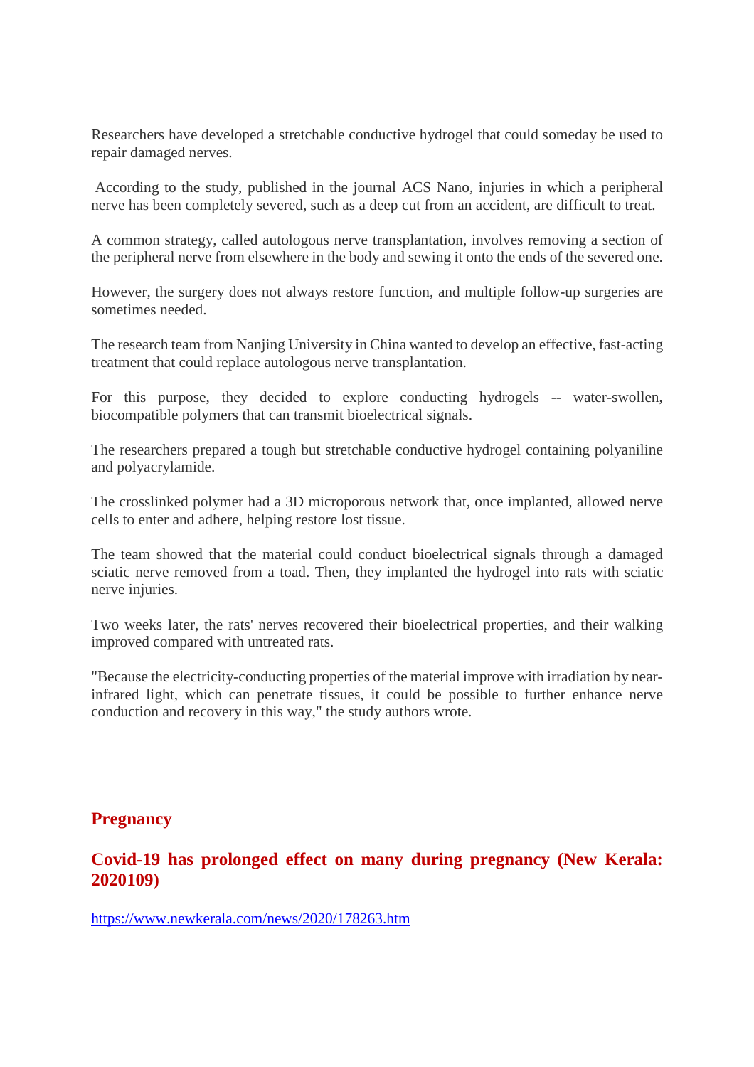Researchers have developed a stretchable conductive hydrogel that could someday be used to repair damaged nerves.

According to the study, published in the journal ACS Nano, injuries in which a peripheral nerve has been completely severed, such as a deep cut from an accident, are difficult to treat.

A common strategy, called autologous nerve transplantation, involves removing a section of the peripheral nerve from elsewhere in the body and sewing it onto the ends of the severed one.

However, the surgery does not always restore function, and multiple follow-up surgeries are sometimes needed.

The research team from Nanjing University in China wanted to develop an effective, fast-acting treatment that could replace autologous nerve transplantation.

For this purpose, they decided to explore conducting hydrogels -- water-swollen, biocompatible polymers that can transmit bioelectrical signals.

The researchers prepared a tough but stretchable conductive hydrogel containing polyaniline and polyacrylamide.

The crosslinked polymer had a 3D microporous network that, once implanted, allowed nerve cells to enter and adhere, helping restore lost tissue.

The team showed that the material could conduct bioelectrical signals through a damaged sciatic nerve removed from a toad. Then, they implanted the hydrogel into rats with sciatic nerve injuries.

Two weeks later, the rats' nerves recovered their bioelectrical properties, and their walking improved compared with untreated rats.

"Because the electricity-conducting properties of the material improve with irradiation by near-infrared light, which can penetrate tissues, it could be possible to further enhance nerve conduction and recovery in this way," the study authors wrote.

## Pregnancy

### Covid-19 has prolonged effect on many during pregnancy (New Kerala: 2020109)

https://www.newkerala.com/news/2020/178263.htm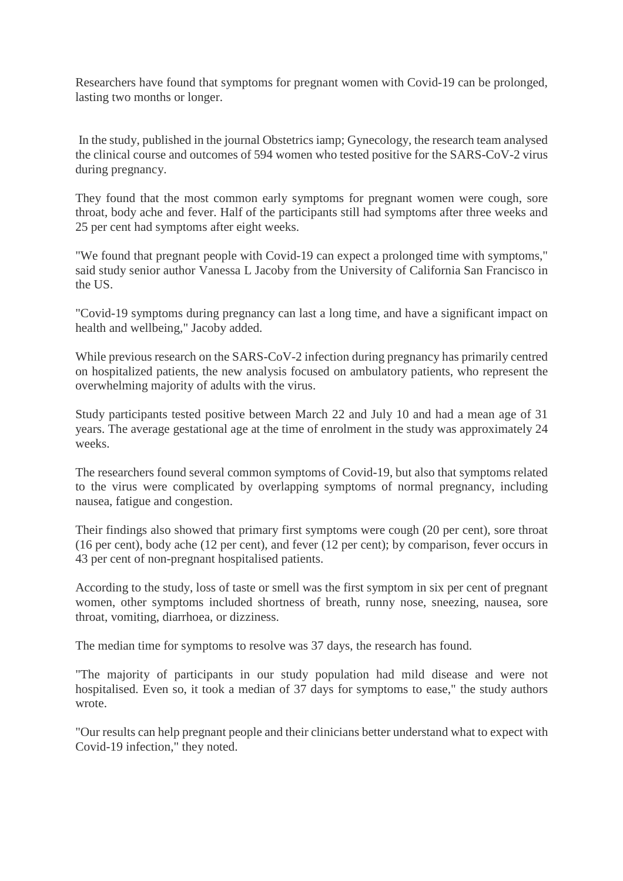Researchers have found that symptoms for pregnant women with Covid-19 can be prolonged, lasting two months or longer.

In the study, published in the journal Obstetrics iamp; Gynecology, the research team analysed the clinical course and outcomes of 594 women who tested positive for the SARS-CoV-2 virus during pregnancy.

They found that the most common early symptoms for pregnant women were cough, sore throat, body ache and fever. Half of the participants still had symptoms after three weeks and 25 per cent had symptoms after eight weeks.

"We found that pregnant people with Covid-19 can expect a prolonged time with symptoms," said study senior author Vanessa L Jacoby from the University of California San Francisco in the US.

"Covid-19 symptoms during pregnancy can last a long time, and have a significant impact on health and wellbeing," Jacoby added.

While previous research on the SARS-CoV-2 infection during pregnancy has primarily centred on hospitalized patients, the new analysis focused on ambulatory patients, who represent the overwhelming majority of adults with the virus.

Study participants tested positive between March 22 and July 10 and had a mean age of 31 years. The average gestational age at the time of enrolment in the study was approximately 24 weeks.

The researchers found several common symptoms of Covid-19, but also that symptoms related to the virus were complicated by overlapping symptoms of normal pregnancy, including nausea, fatigue and congestion.

Their findings also showed that primary first symptoms were cough (20 per cent), sore throat (16 per cent), body ache (12 per cent), and fever (12 per cent); by comparison, fever occurs in 43 per cent of non-pregnant hospitalised patients.

According to the study, loss of taste or smell was the first symptom in six per cent of pregnant women, other symptoms included shortness of breath, runny nose, sneezing, nausea, sore throat, vomiting, diarrhoea, or dizziness.

The median time for symptoms to resolve was 37 days, the research has found.

"The majority of participants in our study population had mild disease and were not hospitalised. Even so, it took a median of 37 days for symptoms to ease," the study authors wrote.

"Our results can help pregnant people and their clinicians better understand what to expect with Covid-19 infection," they noted.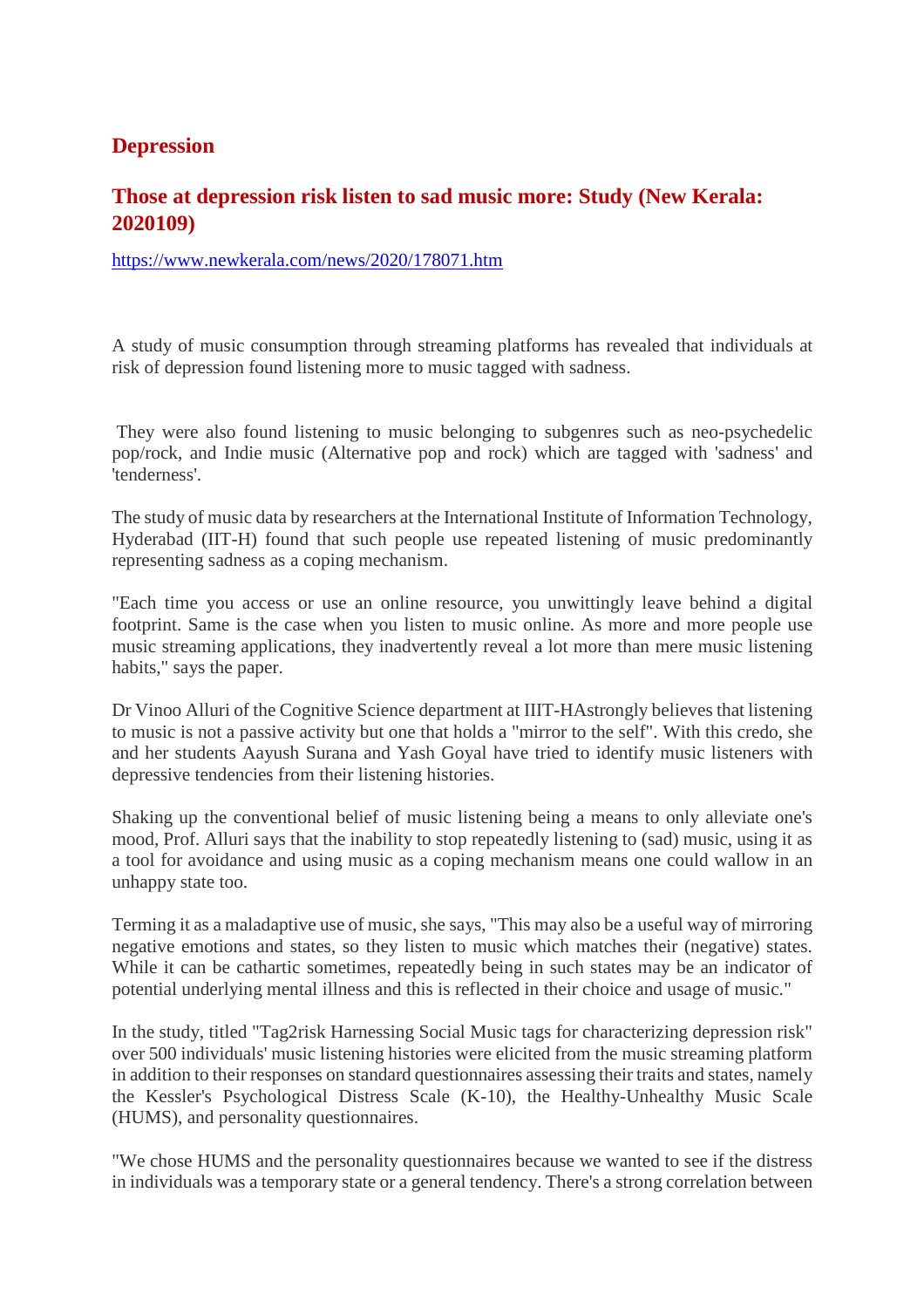## Depression

## Those at depression risk listen to sad music more: Study (New Kerala: 2020109)

https://www.newkerala.com/news/2020/178071.htm

A study of music consumption through streaming platforms has revealed that individuals at risk of depression found listening more to music tagged with sadness.

They were also found listening to music belonging to subgenres such as neo-psychedelic pop/rock, and Indie music (Alternative pop and rock) which are tagged with 'sadness' and 'tenderness'.

The study of music data by researchers at the International Institute of Information Technology, Hyderabad (IIT-H) found that such people use repeated listening of music predominantly representing sadness as a coping mechanism.

"Each time you access or use an online resource, you unwittingly leave behind a digital footprint. Same is the case when you listen to music online. As more and more people use music streaming applications, they inadvertently reveal a lot more than mere music listening habits," says the paper.

Dr Vinoo Alluri of the Cognitive Science department at IIIT-HAstrongly believes that listening to music is not a passive activity but one that holds a "mirror to the self". With this credo, she and her students Aayush Surana and Yash Goyal have tried to identify music listeners with depressive tendencies from their listening histories.

Shaking up the conventional belief of music listening being a means to only alleviate one's mood, Prof. Alluri says that the inability to stop repeatedly listening to (sad) music, using it as a tool for avoidance and using music as a coping mechanism means one could wallow in an unhappy state too.

Terming it as a maladaptive use of music, she says, "This may also be a useful way of mirroring negative emotions and states, so they listen to music which matches their (negative) states. While it can be cathartic sometimes, repeatedly being in such states may be an indicator of potential underlying mental illness and this is reflected in their choice and usage of music."

In the study, titled "Tag2risk Harnessing Social Music tags for characterizing depression risk" over 500 individuals' music listening histories were elicited from the music streaming platform in addition to their responses on standard questionnaires assessing their traits and states, namely the Kessler's Psychological Distress Scale (K-10), the Healthy-Unhealthy Music Scale (HUMS), and personality questionnaires.

"We chose HUMS and the personality questionnaires because we wanted to see if the distress in individuals was a temporary state or a general tendency. There's a strong correlation between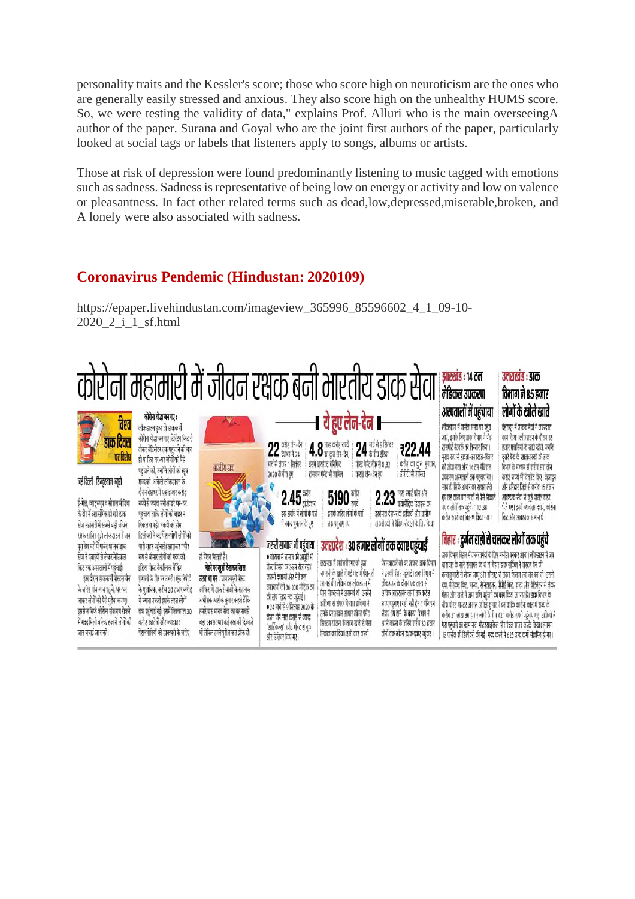personality traits and the Kessler's score; those who score high on neuroticism are the ones who are generally easily stressed and anxious. They also score high on the unhealthy HUMS score. So, we were testing the validity of data," explains Prof. Alluri who is the main overseeingA author of the paper. Surana and Goyal who are the joint first authors of the paper, particularly looked at social tags or labels that listeners apply to songs, albums or artists.

Those at risk of depression were found predominantly listening to music tagged with emotions such as sadness. Sadness is representative of being low on energy or activity and low on valence or pleasantness. In fact other related terms such as dead,low,depressed,miserable,broken, and A lonely were also associated with sadness.

## Coronavirus Pendemic (Hindustan: 2020109)

https://epaper.livehindustan.com/imageview_365996_85596602_4_1_09-10-2020_2_i_1_sf.html

# कोरोना महामारी में जीवन रक्षक बनी भारतीय डाक सेवा

**विश्व डाक दिवस पर विशेष**

**ये हुए लेन-देन**

**झारखंड : 14 टन मेडिकल उपकरण अस्पतालों में पहुंचाया**

**उत्तराखंड : डाक विभाग ने 85 हजार लोगों के खोले खाते**

**जरूरी सामान भी पहुंचाया**

**उत्तरप्रदेश : 30 हजार लोगों तक दवाएं पहुंचाईं**

**बिहार : दुर्गम राहों से चलकर लोगों तक पहुंचे**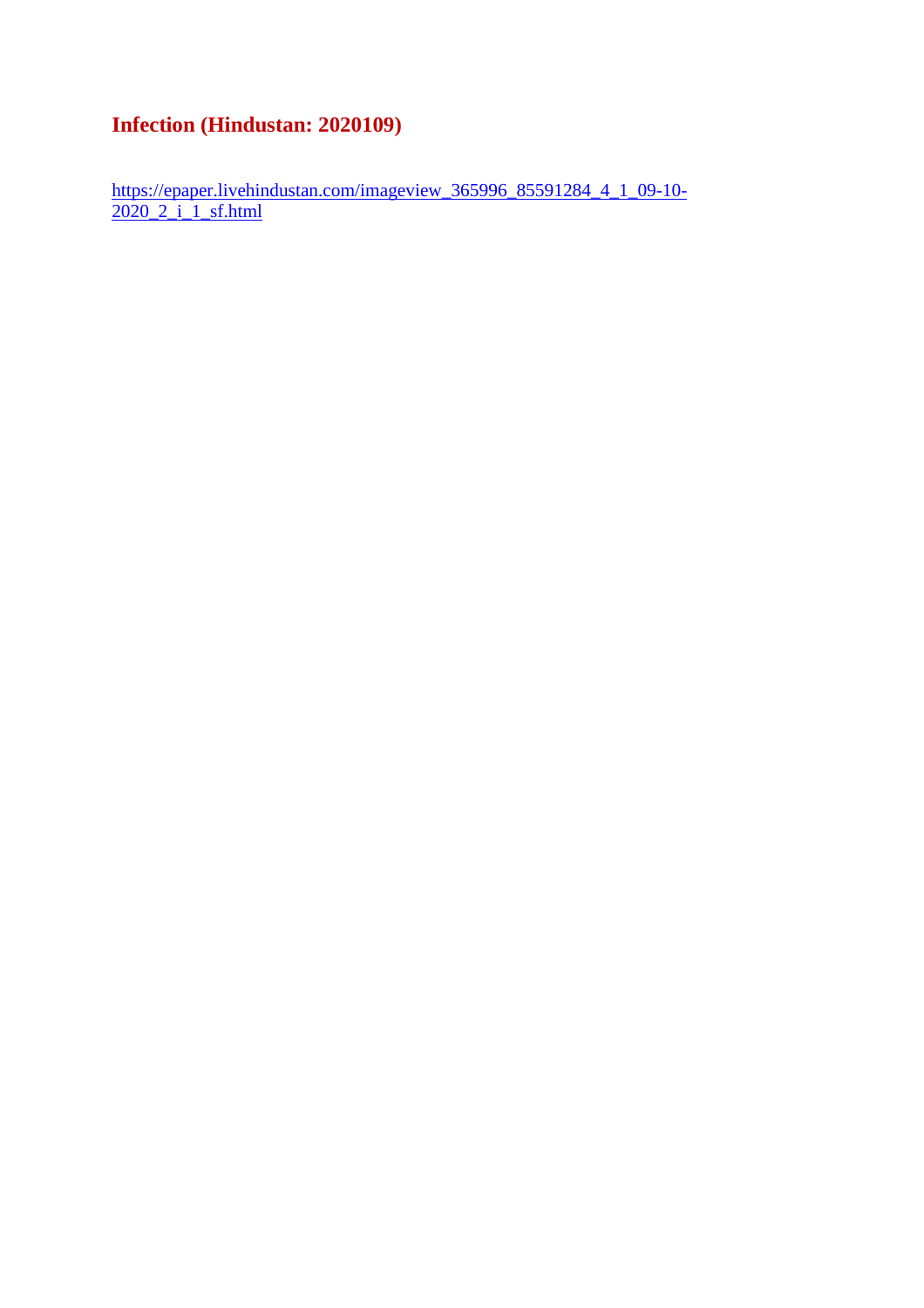# Infection (Hindustan: 2020109)

https://epaper.livehindustan.com/imageview_365996_85591284_4_1_09-10-2020_2_i_1_sf.html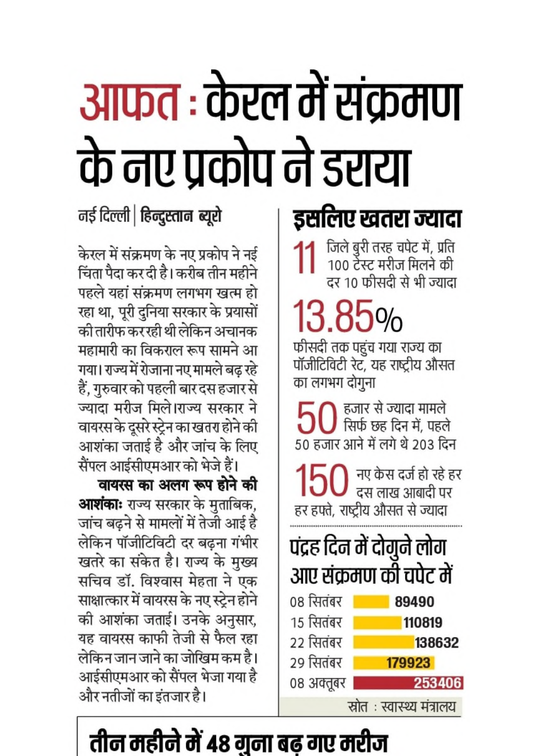# आफत : केरल में संक्रमण के नए प्रकोप ने डराया

नई दिल्ली | हिन्दुस्तान ब्यूरो

केरल में संक्रमण के नए प्रकोप ने नई चिंता पैदा कर दी है। करीब तीन महीने पहले यहां संक्रमण लगभग खत्म हो रहा था, पूरी दुनिया सरकार के प्रयासों की तारीफ कर रही थी लेकिन अचानक महामारी का विकराल रूप सामने आ गया। राज्य में रोजाना नए मामले बढ़ रहे हैं, गुरुवार को पहली बार दस हजार से ज्यादा मरीज मिले। राज्य सरकार ने वायरस के दूसरे स्ट्रेन का खतरा होने की आशंका जताई है और जांच के लिए सैंपल आईसीएमआर को भेजे हैं।

**वायरस का अलग रूप होने की आशंका:** राज्य सरकार के मुताबिक, जांच बढ़ने से मामलों में तेजी आई है लेकिन पॉजीटिविटी दर बढ़ना गंभीर खतरे का संकेत है। राज्य के मुख्य सचिव डॉ. विश्वास मेहता ने एक साक्षात्कार में वायरस के नए स्ट्रेन होने की आशंका जताई। उनके अनुसार, यह वायरस काफी तेजी से फैल रहा लेकिन जान जाने का जोखिम कम है। आईसीएमआर को सैंपल भेजा गया है और नतीजों का इंतजार है।

## इसलिए खतरा ज्यादा

**11** जिले बुरी तरह चपेट में, प्रति 100 टेस्ट मरीज मिलने की दर 10 फीसदी से भी ज्यादा

**13.85%** फीसदी तक पहुंच गया राज्य का पॉजीटिविटी रेट, यह राष्ट्रीय औसत का लगभग दोगुना

**50** हजार से ज्यादा मामले सिर्फ छह दिन में, पहले 50 हजार आने में लगे थे 203 दिन

**150** नए केस दर्ज हो रहे हर दस लाख आबादी पर हर हफ्ते, राष्ट्रीय औसत से ज्यादा

## पंद्रह दिन में दोगुने लोग आए संक्रमण की चपेट में

| तारीख | मामले |
|---|---|
| 08 सितंबर | 89490 |
| 15 सितंबर | 110819 |
| 22 सितंबर | 138632 |
| 29 सितंबर | 179923 |
| 08 अक्तूबर | 253406 |

स्रोत : स्वास्थ्य मंत्रालय

## तीन महीने में 48 गुना बढ़ गए मरीज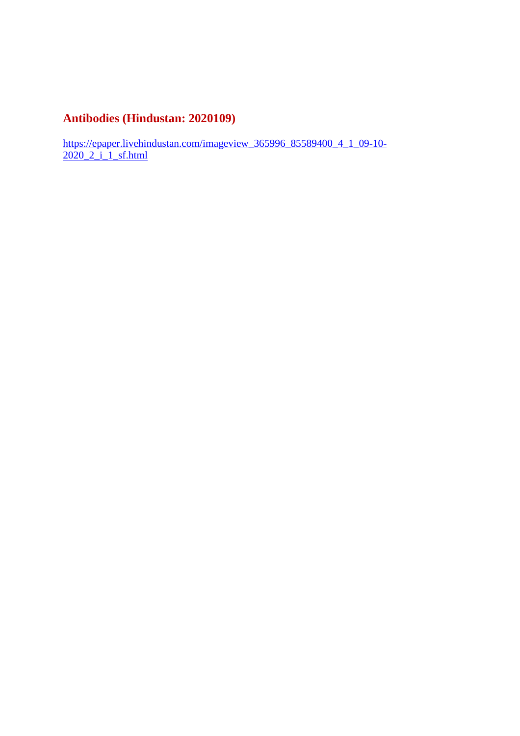## Antibodies (Hindustan: 2020109)

https://epaper.livehindustan.com/imageview_365996_85589400_4_1_09-10-2020_2_i_1_sf.html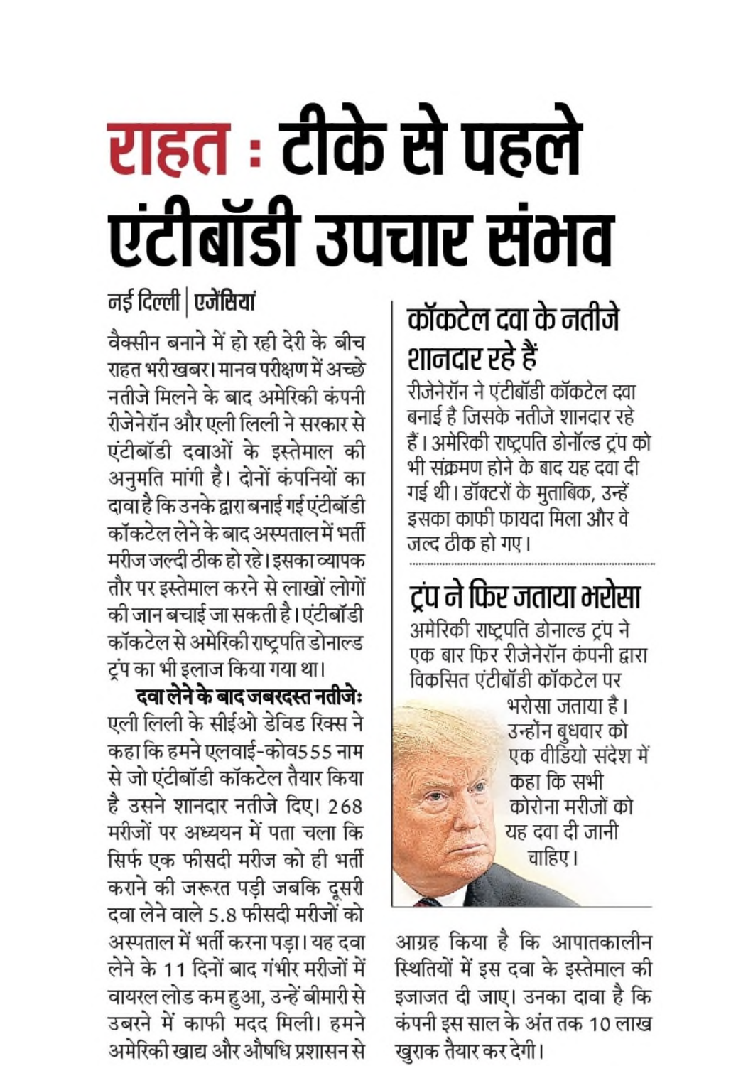# राहत : टीके से पहले एंटीबॉडी उपचार संभव

नई दिल्ली | एजेंसियां

वैक्सीन बनाने में हो रही देरी के बीच राहत भरी खबर। मानव परीक्षण में अच्छे नतीजे मिलने के बाद अमेरिकी कंपनी रीजेनेरॉन और एली लिली ने सरकार से एंटीबॉडी दवाओं के इस्तेमाल की अनुमति मांगी है। दोनों कंपनियों का दावा है कि उनके द्वारा बनाई गई एंटीबॉडी कॉकटेल लेने के बाद अस्पताल में भर्ती मरीज जल्दी ठीक हो रहे। इसका व्यापक तौर पर इस्तेमाल करने से लाखों लोगों की जान बचाई जा सकती है। एंटीबॉडी कॉकटेल से अमेरिकी राष्ट्रपति डोनाल्ड ट्रंप का भी इलाज किया गया था।

**दवा लेने के बाद जबरदस्त नतीजेः** एली लिली के सीईओ डेविड रिक्स ने कहा कि हमने एलवाई-कोव555 नाम से जो एंटीबॉडी कॉकटेल तैयार किया है उसने शानदार नतीजे दिए। 268 मरीजों पर अध्ययन में पता चला कि सिर्फ एक फीसदी मरीज को ही भर्ती कराने की जरूरत पड़ी जबकि दूसरी दवा लेने वाले 5.8 फीसदी मरीजों को अस्पताल में भर्ती करना पड़ा। यह दवा लेने के 11 दिनों बाद गंभीर मरीजों में वायरल लोड कम हुआ, उन्हें बीमारी से उबरने में काफी मदद मिली। हमने अमेरिकी खाद्य और औषधि प्रशासन से आग्रह किया है कि आपातकालीन स्थितियों में इस दवा के इस्तेमाल की इजाजत दी जाए। उनका दावा है कि कंपनी इस साल के अंत तक 10 लाख खुराक तैयार कर देगी।

## कॉकटेल दवा के नतीजे शानदार रहे हैं

रीजेनेरॉन ने एंटीबॉडी कॉकटेल दवा बनाई है जिसके नतीजे शानदार रहे हैं। अमेरिकी राष्ट्रपति डोनॉल्ड ट्रंप को भी संक्रमण होने के बाद यह दवा दी गई थी। डॉक्टरों के मुताबिक, उन्हें इसका काफी फायदा मिला और वे जल्द ठीक हो गए।

## ट्रंप ने फिर जताया भरोसा

अमेरिकी राष्ट्रपति डोनाल्ड ट्रंप ने एक बार फिर रीजेनेरॉन कंपनी द्वारा विकसित एंटीबॉडी कॉकटेल पर भरोसा जताया है। उन्होंन बुधवार को एक वीडियो संदेश में कहा कि सभी कोरोना मरीजों को यह दवा दी जानी चाहिए।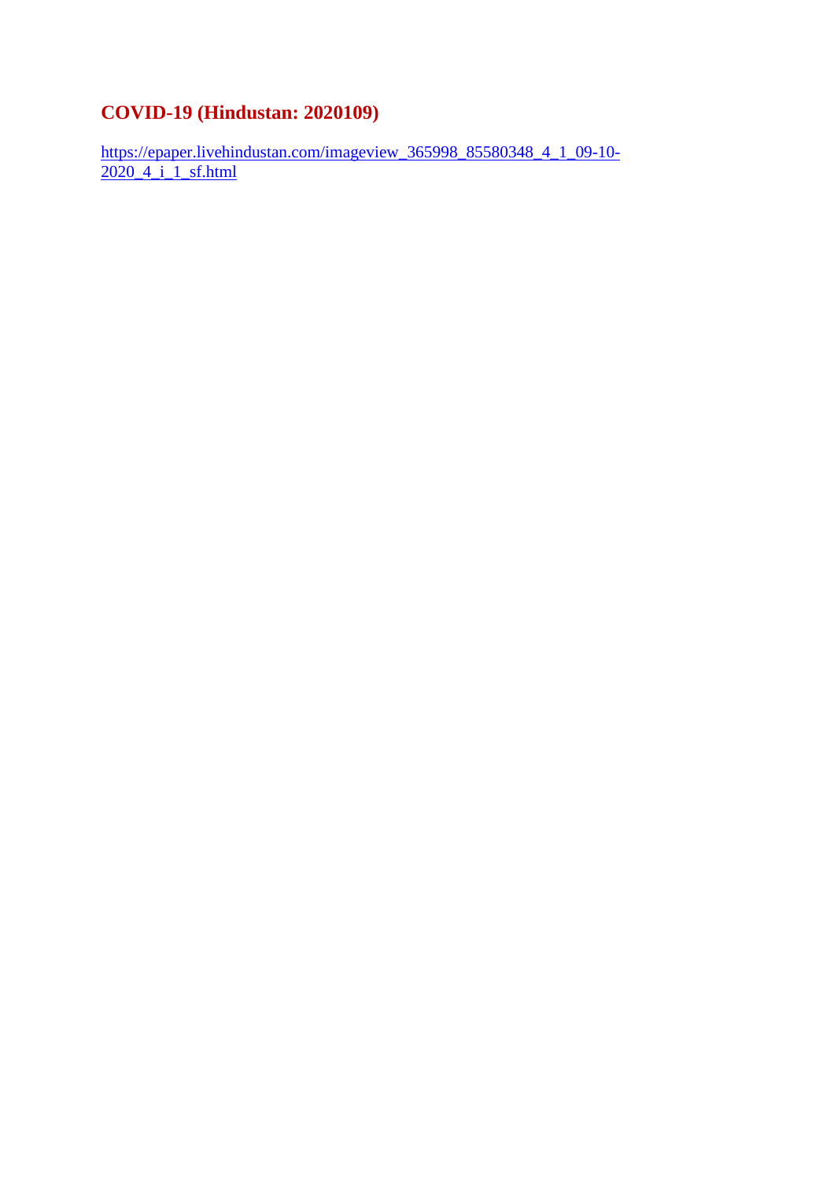## COVID-19 (Hindustan: 2020109)

https://epaper.livehindustan.com/imageview_365998_85580348_4_1_09-10-2020_4_i_1_sf.html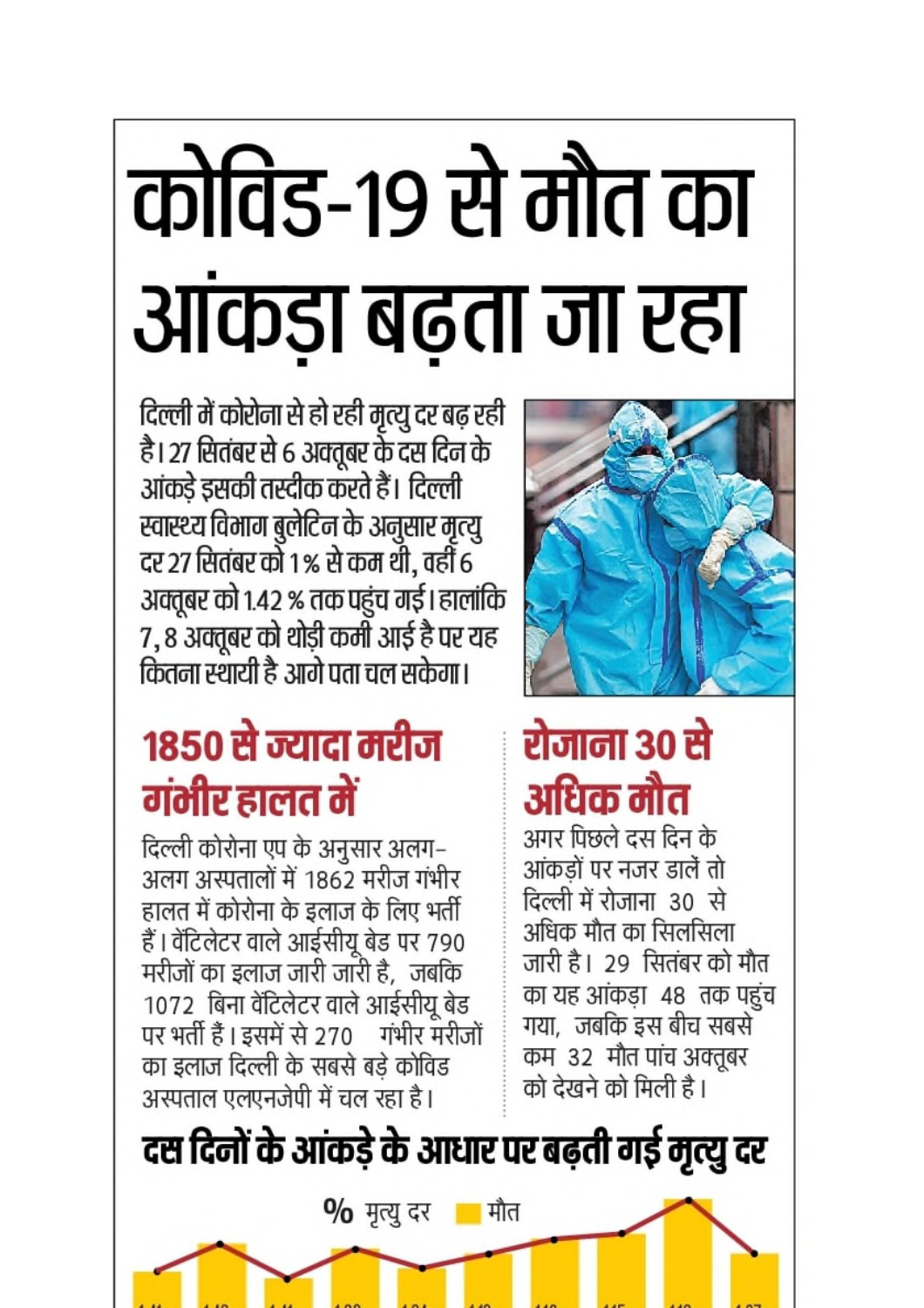# कोविड-19 से मौत का आंकड़ा बढ़ता जा रहा

दिल्ली में कोरोना से हो रही मृत्यु दर बढ़ रही है। 27 सितंबर से 6 अक्तूबर के दस दिन के आंकड़े इसकी तस्दीक करते हैं। दिल्ली स्वास्थ्य विभाग बुलेटिन के अनुसार मृत्यु दर 27 सितंबर को 1% से कम थी, वहीं 6 अक्तूबर को 1.42 % तक पहुंच गई। हालांकि 7, 8 अक्तूबर को थोड़ी कमी आई है पर यह कितना स्थायी है आगे पता चल सकेगा।

## 1850 से ज्यादा मरीज गंभीर हालत में

दिल्ली कोरोना एप के अनुसार अलग-अलग अस्पतालों में 1862 मरीज गंभीर हालत में कोरोना के इलाज के लिए भर्ती हैं। वेंटिलेटर वाले आईसीयू बेड पर 790 मरीजों का इलाज जारी जारी है, जबकि 1072 बिना वेंटिलेटर वाले आईसीयू बेड पर भर्ती हैं। इसमें से 270 गंभीर मरीजों का इलाज दिल्ली के सबसे बड़े कोविड अस्पताल एलएनजेपी में चल रहा है।

## रोजाना 30 से अधिक मौत

अगर पिछले दस दिन के आंकड़ों पर नजर डालें तो दिल्ली में रोजाना 30 से अधिक मौत का सिलसिला जारी है। 29 सितंबर को मौत का यह आंकड़ा 48 तक पहुंच गया, जबकि इस बीच सबसे कम 32 मौत पांच अक्तूबर को देखने को मिली है।

## दस दिनों के आंकड़े के आधार पर बढ़ती गई मृत्यु दर

% मृत्यु दर
मौत